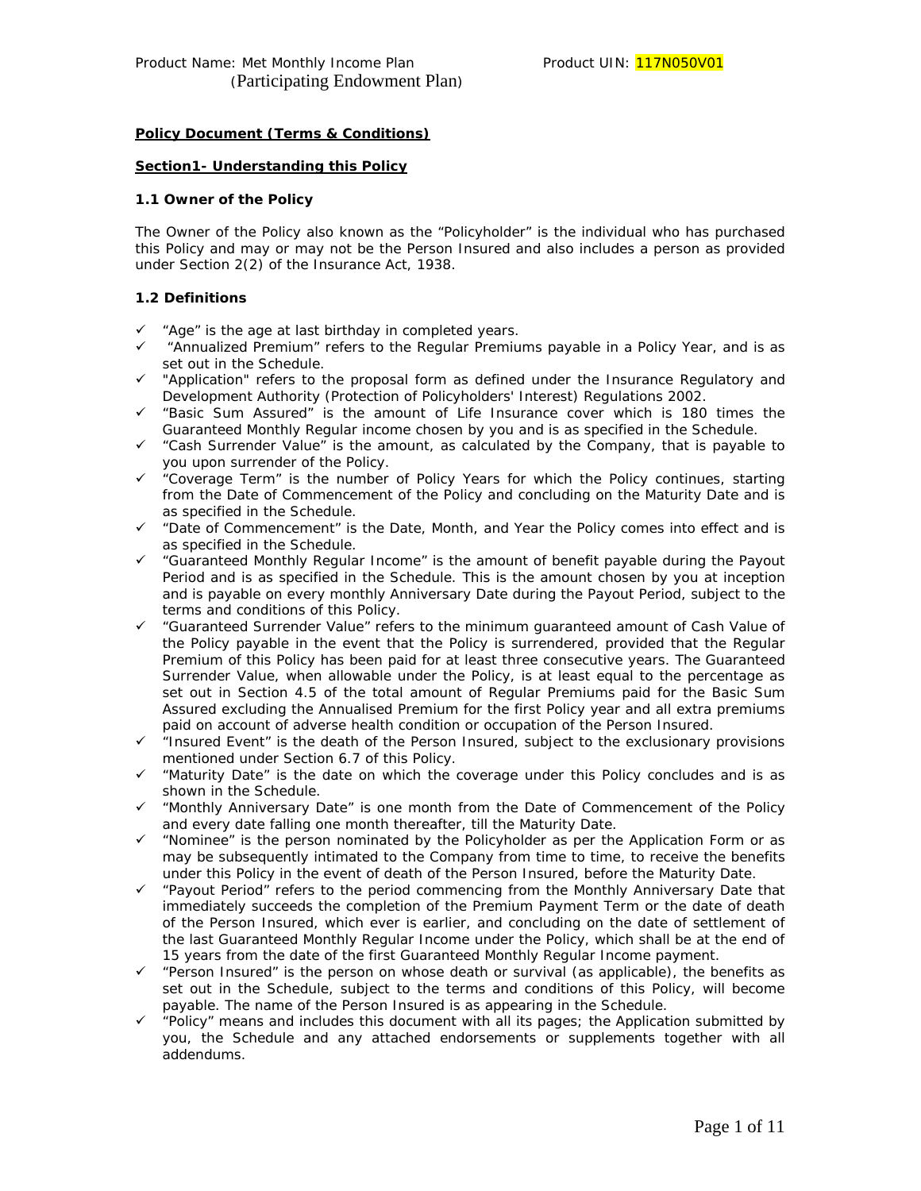Product Name: Met Monthly Income Plan Product UIN: 117N050V01
(Participating Endowment Plan)

**Policy Document (Terms & Conditions)**

**Section1- Understanding this Policy**

**1.1 Owner of the Policy**

The Owner of the Policy also known as the "Policyholder" is the individual who has purchased this Policy and may or may not be the Person Insured and also includes a person as provided under Section 2(2) of the Insurance Act, 1938.

**1.2 Definitions**

- ✓ "Age" is the age at last birthday in completed years.
- ✓ "Annualized Premium" refers to the Regular Premiums payable in a Policy Year, and is as set out in the Schedule.
- ✓ "Application" refers to the proposal form as defined under the Insurance Regulatory and Development Authority (Protection of Policyholders' Interest) Regulations 2002.
- ✓ "Basic Sum Assured" is the amount of Life Insurance cover which is 180 times the Guaranteed Monthly Regular income chosen by you and is as specified in the Schedule.
- ✓ "Cash Surrender Value" is the amount, as calculated by the Company, that is payable to you upon surrender of the Policy.
- ✓ "Coverage Term" is the number of Policy Years for which the Policy continues, starting from the Date of Commencement of the Policy and concluding on the Maturity Date and is as specified in the Schedule.
- ✓ "Date of Commencement" is the Date, Month, and Year the Policy comes into effect and is as specified in the Schedule.
- ✓ "Guaranteed Monthly Regular Income" is the amount of benefit payable during the Payout Period and is as specified in the Schedule. This is the amount chosen by you at inception and is payable on every monthly Anniversary Date during the Payout Period, subject to the terms and conditions of this Policy.
- ✓ "Guaranteed Surrender Value" refers to the minimum guaranteed amount of Cash Value of the Policy payable in the event that the Policy is surrendered, provided that the Regular Premium of this Policy has been paid for at least three consecutive years. The Guaranteed Surrender Value, when allowable under the Policy, is at least equal to the percentage as set out in Section 4.5 of the total amount of Regular Premiums paid for the Basic Sum Assured excluding the Annualised Premium for the first Policy year and all extra premiums paid on account of adverse health condition or occupation of the Person Insured.
- ✓ "Insured Event" is the death of the Person Insured, subject to the exclusionary provisions mentioned under Section 6.7 of this Policy.
- ✓ "Maturity Date" is the date on which the coverage under this Policy concludes and is as shown in the Schedule.
- ✓ "Monthly Anniversary Date" is one month from the Date of Commencement of the Policy and every date falling one month thereafter, till the Maturity Date.
- ✓ "Nominee" is the person nominated by the Policyholder as per the Application Form or as may be subsequently intimated to the Company from time to time, to receive the benefits under this Policy in the event of death of the Person Insured, before the Maturity Date.
- ✓ "Payout Period" refers to the period commencing from the Monthly Anniversary Date that immediately succeeds the completion of the Premium Payment Term or the date of death of the Person Insured, which ever is earlier, and concluding on the date of settlement of the last Guaranteed Monthly Regular Income under the Policy, which shall be at the end of 15 years from the date of the first Guaranteed Monthly Regular Income payment.
- ✓ "Person Insured" is the person on whose death or survival (as applicable), the benefits as set out in the Schedule, subject to the terms and conditions of this Policy, will become payable. The name of the Person Insured is as appearing in the Schedule.
- ✓ "Policy" means and includes this document with all its pages; the Application submitted by you, the Schedule and any attached endorsements or supplements together with all addendums.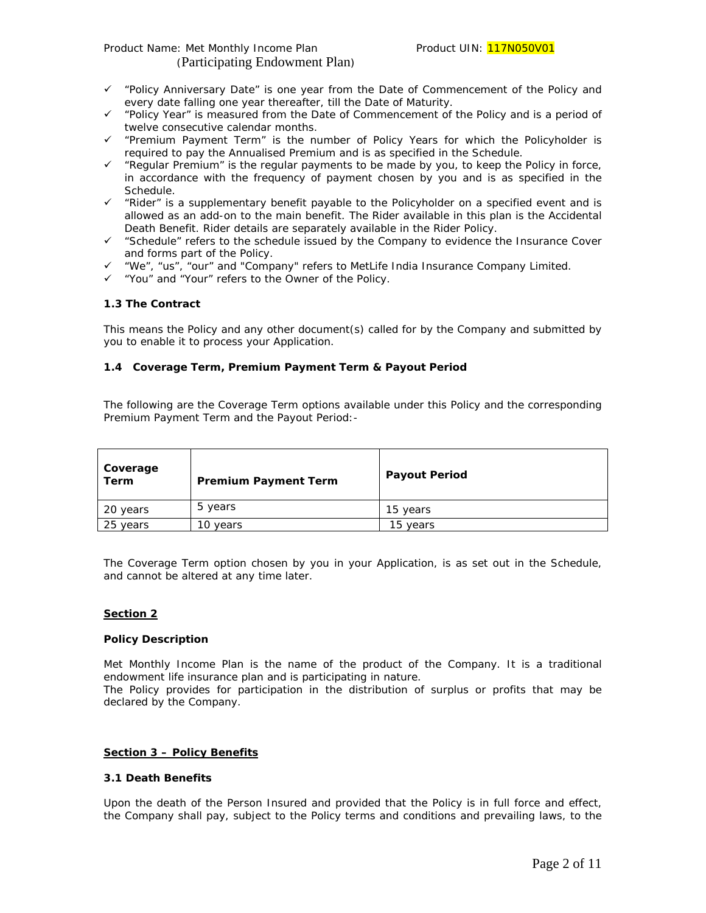- ✓ "Policy Anniversary Date" is one year from the Date of Commencement of the Policy and every date falling one year thereafter, till the Date of Maturity.
- ✓ "Policy Year" is measured from the Date of Commencement of the Policy and is a period of twelve consecutive calendar months.
- ✓ "Premium Payment Term" is the number of Policy Years for which the Policyholder is required to pay the Annualised Premium and is as specified in the Schedule.
- ✓ "Regular Premium" is the regular payments to be made by you, to keep the Policy in force, in accordance with the frequency of payment chosen by you and is as specified in the Schedule.
- ✓ "Rider" is a supplementary benefit payable to the Policyholder on a specified event and is allowed as an add-on to the main benefit. The Rider available in this plan is the Accidental Death Benefit. Rider details are separately available in the Rider Policy.
- ✓ "Schedule" refers to the schedule issued by the Company to evidence the Insurance Cover and forms part of the Policy.
- ✓ "We", "us", "our" and "Company" refers to MetLife India Insurance Company Limited.
- ✓ "You" and "Your" refers to the Owner of the Policy.

### 1.3 The Contract

This means the Policy and any other document(s) called for by the Company and submitted by you to enable it to process your Application.

### 1.4 Coverage Term, Premium Payment Term & Payout Period

The following are the Coverage Term options available under this Policy and the corresponding Premium Payment Term and the Payout Period:-

| Coverage Term | Premium Payment Term | Payout Period |
|---|---|---|
| 20 years | 5 years | 15 years |
| 25 years | 10 years | 15 years |

The Coverage Term option chosen by you in your Application, is as set out in the Schedule, and cannot be altered at any time later.

## Section 2

### Policy Description

Met Monthly Income Plan is the name of the product of the Company. It is a traditional endowment life insurance plan and is participating in nature.
The Policy provides for participation in the distribution of surplus or profits that may be declared by the Company.

## Section 3 – Policy Benefits

### 3.1 Death Benefits

Upon the death of the Person Insured and provided that the Policy is in full force and effect, the Company shall pay, subject to the Policy terms and conditions and prevailing laws, to the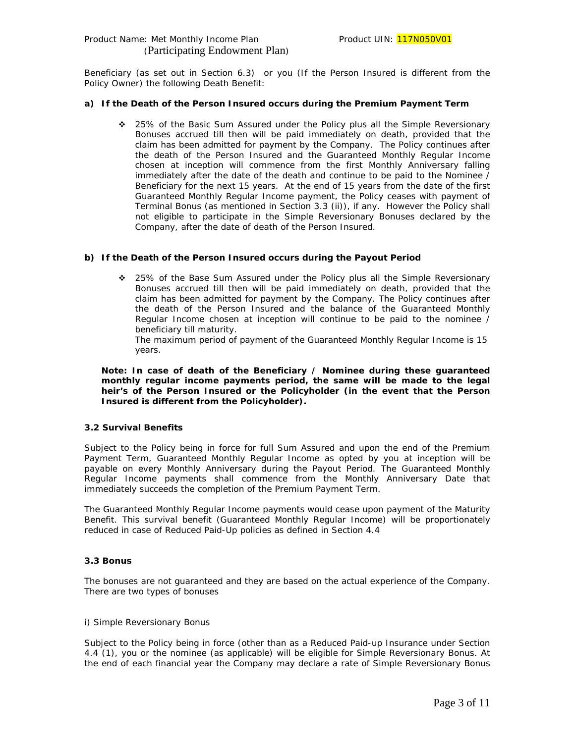Beneficiary (as set out in Section 6.3) or you (If the Person Insured is different from the Policy Owner) the following Death Benefit:

**a) If the Death of the Person Insured occurs during the Premium Payment Term**

- 25% of the Basic Sum Assured under the Policy plus all the Simple Reversionary Bonuses accrued till then will be paid immediately on death, provided that the claim has been admitted for payment by the Company. The Policy continues after the death of the Person Insured and the Guaranteed Monthly Regular Income chosen at inception will commence from the first Monthly Anniversary falling immediately after the date of the death and continue to be paid to the Nominee / Beneficiary for the next 15 years. At the end of 15 years from the date of the first Guaranteed Monthly Regular Income payment, the Policy ceases with payment of Terminal Bonus (as mentioned in Section 3.3 (ii)), if any. However the Policy shall not eligible to participate in the Simple Reversionary Bonuses declared by the Company, after the date of death of the Person Insured.

**b) If the Death of the Person Insured occurs during the Payout Period**

- 25% of the Base Sum Assured under the Policy plus all the Simple Reversionary Bonuses accrued till then will be paid immediately on death, provided that the claim has been admitted for payment by the Company. The Policy continues after the death of the Person Insured and the balance of the Guaranteed Monthly Regular Income chosen at inception will continue to be paid to the nominee / beneficiary till maturity.

  The maximum period of payment of the Guaranteed Monthly Regular Income is 15 years.

**Note: In case of death of the Beneficiary / Nominee during these guaranteed monthly regular income payments period, the same will be made to the legal heir's of the Person Insured or the Policyholder (in the event that the Person Insured is different from the Policyholder).**

### 3.2 Survival Benefits

Subject to the Policy being in force for full Sum Assured and upon the end of the Premium Payment Term, Guaranteed Monthly Regular Income as opted by you at inception will be payable on every Monthly Anniversary during the Payout Period. The Guaranteed Monthly Regular Income payments shall commence from the Monthly Anniversary Date that immediately succeeds the completion of the Premium Payment Term.

The Guaranteed Monthly Regular Income payments would cease upon payment of the Maturity Benefit. This survival benefit (Guaranteed Monthly Regular Income) will be proportionately reduced in case of Reduced Paid-Up policies as defined in Section 4.4

### 3.3 Bonus

The bonuses are not guaranteed and they are based on the actual experience of the Company. There are two types of bonuses

i) Simple Reversionary Bonus

Subject to the Policy being in force (other than as a Reduced Paid-up Insurance under Section 4.4 (1), you or the nominee (as applicable) will be eligible for Simple Reversionary Bonus. At the end of each financial year the Company may declare a rate of Simple Reversionary Bonus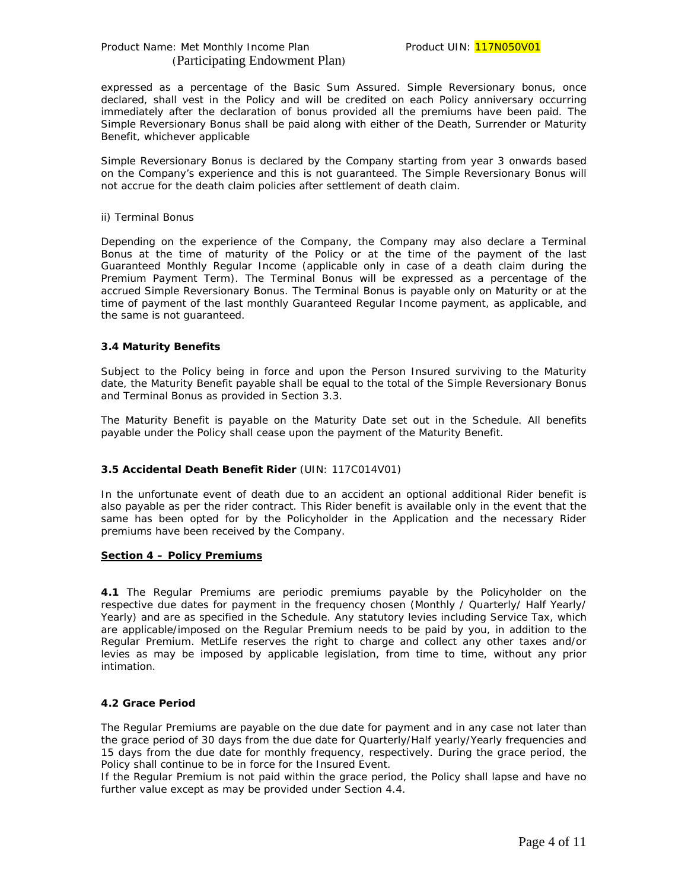expressed as a percentage of the Basic Sum Assured. Simple Reversionary bonus, once declared, shall vest in the Policy and will be credited on each Policy anniversary occurring immediately after the declaration of bonus provided all the premiums have been paid. The Simple Reversionary Bonus shall be paid along with either of the Death, Surrender or Maturity Benefit, whichever applicable

Simple Reversionary Bonus is declared by the Company starting from year 3 onwards based on the Company's experience and this is not guaranteed. The Simple Reversionary Bonus will not accrue for the death claim policies after settlement of death claim.

ii) Terminal Bonus

Depending on the experience of the Company, the Company may also declare a Terminal Bonus at the time of maturity of the Policy or at the time of the payment of the last Guaranteed Monthly Regular Income (applicable only in case of a death claim during the Premium Payment Term). The Terminal Bonus will be expressed as a percentage of the accrued Simple Reversionary Bonus. The Terminal Bonus is payable only on Maturity or at the time of payment of the last monthly Guaranteed Regular Income payment, as applicable, and the same is not guaranteed.

**3.4 Maturity Benefits**

Subject to the Policy being in force and upon the Person Insured surviving to the Maturity date, the Maturity Benefit payable shall be equal to the total of the Simple Reversionary Bonus and Terminal Bonus as provided in Section 3.3.

The Maturity Benefit is payable on the Maturity Date set out in the Schedule. All benefits payable under the Policy shall cease upon the payment of the Maturity Benefit.

**3.5 Accidental Death Benefit Rider** (UIN: 117C014V01)

In the unfortunate event of death due to an accident an optional additional Rider benefit is also payable as per the rider contract. This Rider benefit is available only in the event that the same has been opted for by the Policyholder in the Application and the necessary Rider premiums have been received by the Company.

**Section 4 – Policy Premiums**

**4.1** The Regular Premiums are periodic premiums payable by the Policyholder on the respective due dates for payment in the frequency chosen (Monthly / Quarterly/ Half Yearly/ Yearly) and are as specified in the Schedule. Any statutory levies including Service Tax, which are applicable/imposed on the Regular Premium needs to be paid by you, in addition to the Regular Premium. MetLife reserves the right to charge and collect any other taxes and/or levies as may be imposed by applicable legislation, from time to time, without any prior intimation.

**4.2 Grace Period**

The Regular Premiums are payable on the due date for payment and in any case not later than the grace period of 30 days from the due date for Quarterly/Half yearly/Yearly frequencies and 15 days from the due date for monthly frequency, respectively. During the grace period, the Policy shall continue to be in force for the Insured Event.

If the Regular Premium is not paid within the grace period, the Policy shall lapse and have no further value except as may be provided under Section 4.4.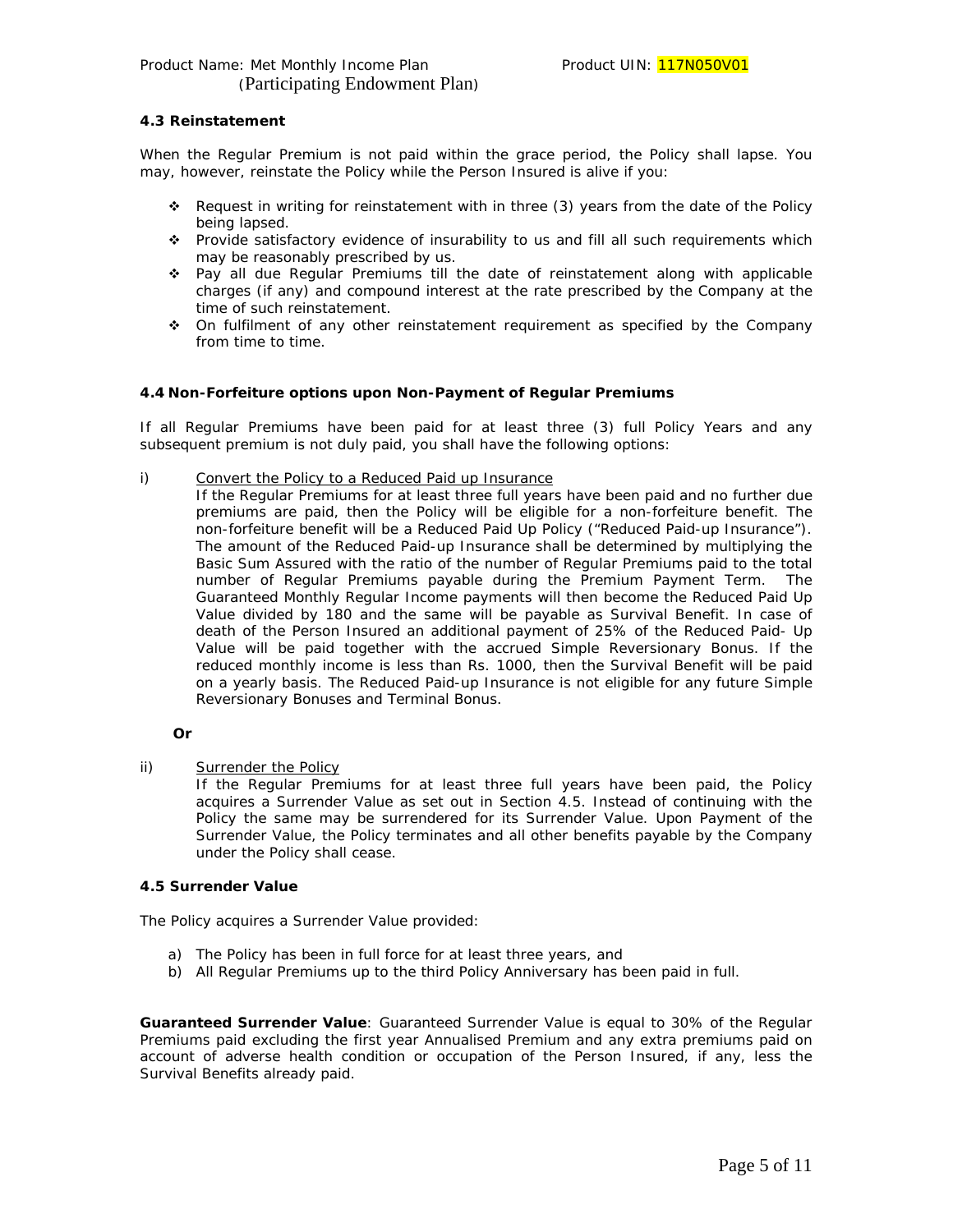### 4.3 Reinstatement

When the Regular Premium is not paid within the grace period, the Policy shall lapse. You may, however, reinstate the Policy while the Person Insured is alive if you:

- Request in writing for reinstatement with in three (3) years from the date of the Policy being lapsed.
- Provide satisfactory evidence of insurability to us and fill all such requirements which may be reasonably prescribed by us.
- Pay all due Regular Premiums till the date of reinstatement along with applicable charges (if any) and compound interest at the rate prescribed by the Company at the time of such reinstatement.
- On fulfilment of any other reinstatement requirement as specified by the Company from time to time.

### 4.4 Non-Forfeiture options upon Non-Payment of Regular Premiums

If all Regular Premiums have been paid for at least three (3) full Policy Years and any subsequent premium is not duly paid, you shall have the following options:

i) Convert the Policy to a Reduced Paid up Insurance

If the Regular Premiums for at least three full years have been paid and no further due premiums are paid, then the Policy will be eligible for a non-forfeiture benefit. The non-forfeiture benefit will be a Reduced Paid Up Policy ("Reduced Paid-up Insurance"). The amount of the Reduced Paid-up Insurance shall be determined by multiplying the Basic Sum Assured with the ratio of the number of Regular Premiums paid to the total number of Regular Premiums payable during the Premium Payment Term. The Guaranteed Monthly Regular Income payments will then become the Reduced Paid Up Value divided by 180 and the same will be payable as Survival Benefit. In case of death of the Person Insured an additional payment of 25% of the Reduced Paid- Up Value will be paid together with the accrued Simple Reversionary Bonus. If the reduced monthly income is less than Rs. 1000, then the Survival Benefit will be paid on a yearly basis. The Reduced Paid-up Insurance is not eligible for any future Simple Reversionary Bonuses and Terminal Bonus.

**Or**

ii) Surrender the Policy

If the Regular Premiums for at least three full years have been paid, the Policy acquires a Surrender Value as set out in Section 4.5. Instead of continuing with the Policy the same may be surrendered for its Surrender Value. Upon Payment of the Surrender Value, the Policy terminates and all other benefits payable by the Company under the Policy shall cease.

### 4.5 Surrender Value

The Policy acquires a Surrender Value provided:

a) The Policy has been in full force for at least three years, and
b) All Regular Premiums up to the third Policy Anniversary has been paid in full.

**Guaranteed Surrender Value**: Guaranteed Surrender Value is equal to 30% of the Regular Premiums paid excluding the first year Annualised Premium and any extra premiums paid on account of adverse health condition or occupation of the Person Insured, if any, less the Survival Benefits already paid.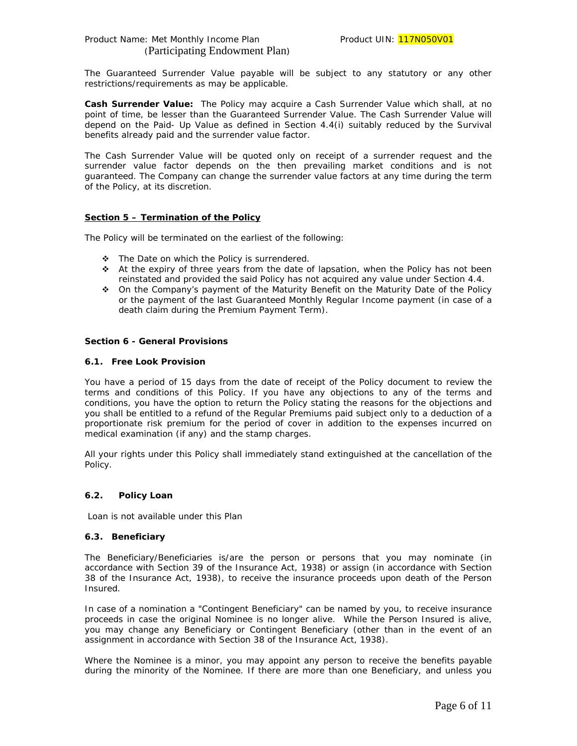The Guaranteed Surrender Value payable will be subject to any statutory or any other restrictions/requirements as may be applicable.

**Cash Surrender Value:** The Policy may acquire a Cash Surrender Value which shall, at no point of time, be lesser than the Guaranteed Surrender Value. The Cash Surrender Value will depend on the Paid- Up Value as defined in Section 4.4(i) suitably reduced by the Survival benefits already paid and the surrender value factor.

The Cash Surrender Value will be quoted only on receipt of a surrender request and the surrender value factor depends on the then prevailing market conditions and is not guaranteed. The Company can change the surrender value factors at any time during the term of the Policy, at its discretion.

## Section 5 – Termination of the Policy

The Policy will be terminated on the earliest of the following:

- The Date on which the Policy is surrendered.
- At the expiry of three years from the date of lapsation, when the Policy has not been reinstated and provided the said Policy has not acquired any value under Section 4.4.
- On the Company's payment of the Maturity Benefit on the Maturity Date of the Policy or the payment of the last Guaranteed Monthly Regular Income payment (in case of a death claim during the Premium Payment Term).

## Section 6 - General Provisions

### 6.1. Free Look Provision

You have a period of 15 days from the date of receipt of the Policy document to review the terms and conditions of this Policy. If you have any objections to any of the terms and conditions, you have the option to return the Policy stating the reasons for the objections and you shall be entitled to a refund of the Regular Premiums paid subject only to a deduction of a proportionate risk premium for the period of cover in addition to the expenses incurred on medical examination (if any) and the stamp charges.

All your rights under this Policy shall immediately stand extinguished at the cancellation of the Policy.

### 6.2. Policy Loan

Loan is not available under this Plan

### 6.3. Beneficiary

The Beneficiary/Beneficiaries is/are the person or persons that you may nominate (in accordance with Section 39 of the Insurance Act, 1938) or assign (in accordance with Section 38 of the Insurance Act, 1938), to receive the insurance proceeds upon death of the Person Insured.

In case of a nomination a "Contingent Beneficiary" can be named by you, to receive insurance proceeds in case the original Nominee is no longer alive. While the Person Insured is alive, you may change any Beneficiary or Contingent Beneficiary (other than in the event of an assignment in accordance with Section 38 of the Insurance Act, 1938).

Where the Nominee is a minor, you may appoint any person to receive the benefits payable during the minority of the Nominee. If there are more than one Beneficiary, and unless you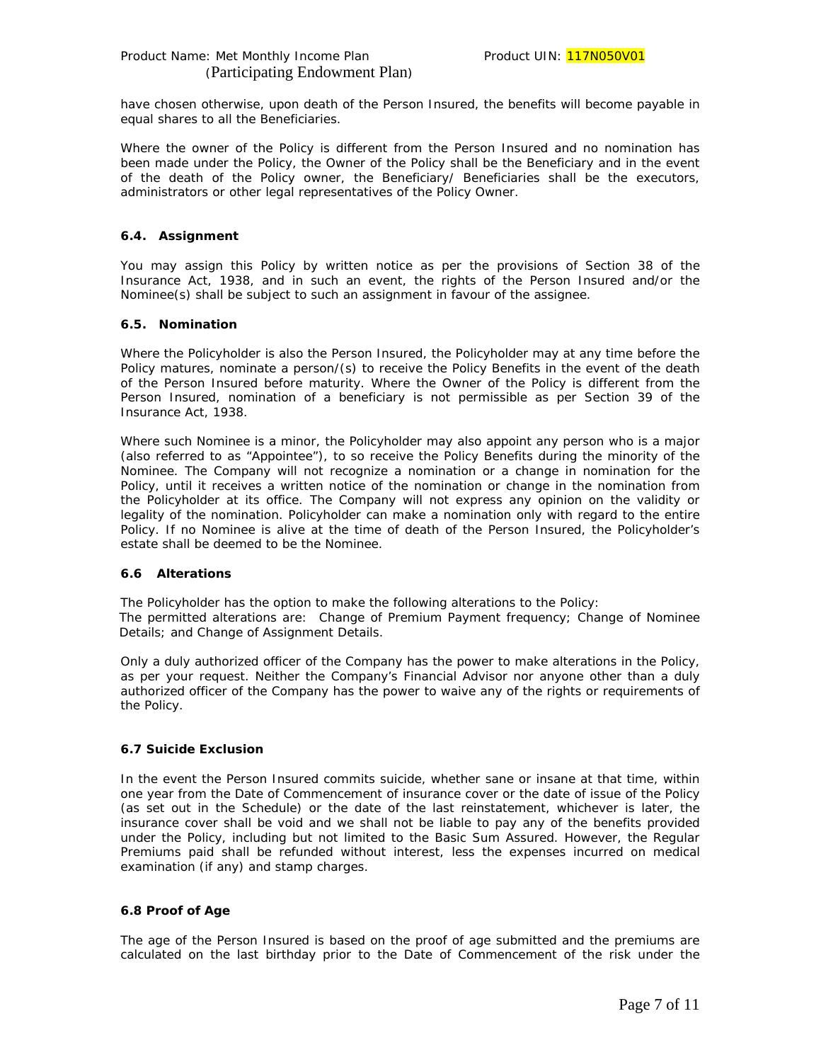have chosen otherwise, upon death of the Person Insured, the benefits will become payable in equal shares to all the Beneficiaries.

Where the owner of the Policy is different from the Person Insured and no nomination has been made under the Policy, the Owner of the Policy shall be the Beneficiary and in the event of the death of the Policy owner, the Beneficiary/ Beneficiaries shall be the executors, administrators or other legal representatives of the Policy Owner.

### 6.4. Assignment

You may assign this Policy by written notice as per the provisions of Section 38 of the Insurance Act, 1938, and in such an event, the rights of the Person Insured and/or the Nominee(s) shall be subject to such an assignment in favour of the assignee.

### 6.5. Nomination

Where the Policyholder is also the Person Insured, the Policyholder may at any time before the Policy matures, nominate a person/(s) to receive the Policy Benefits in the event of the death of the Person Insured before maturity. Where the Owner of the Policy is different from the Person Insured, nomination of a beneficiary is not permissible as per Section 39 of the Insurance Act, 1938.

Where such Nominee is a minor, the Policyholder may also appoint any person who is a major (also referred to as "Appointee"), to so receive the Policy Benefits during the minority of the Nominee. The Company will not recognize a nomination or a change in nomination for the Policy, until it receives a written notice of the nomination or change in the nomination from the Policyholder at its office. The Company will not express any opinion on the validity or legality of the nomination. Policyholder can make a nomination only with regard to the entire Policy. If no Nominee is alive at the time of death of the Person Insured, the Policyholder's estate shall be deemed to be the Nominee.

### 6.6 Alterations

The Policyholder has the option to make the following alterations to the Policy:
The permitted alterations are: Change of Premium Payment frequency; Change of Nominee Details; and Change of Assignment Details.

Only a duly authorized officer of the Company has the power to make alterations in the Policy, as per your request. Neither the Company's Financial Advisor nor anyone other than a duly authorized officer of the Company has the power to waive any of the rights or requirements of the Policy.

### 6.7 Suicide Exclusion

In the event the Person Insured commits suicide, whether sane or insane at that time, within one year from the Date of Commencement of insurance cover or the date of issue of the Policy (as set out in the Schedule) or the date of the last reinstatement, whichever is later, the insurance cover shall be void and we shall not be liable to pay any of the benefits provided under the Policy, including but not limited to the Basic Sum Assured. However, the Regular Premiums paid shall be refunded without interest, less the expenses incurred on medical examination (if any) and stamp charges.

### 6.8 Proof of Age

The age of the Person Insured is based on the proof of age submitted and the premiums are calculated on the last birthday prior to the Date of Commencement of the risk under the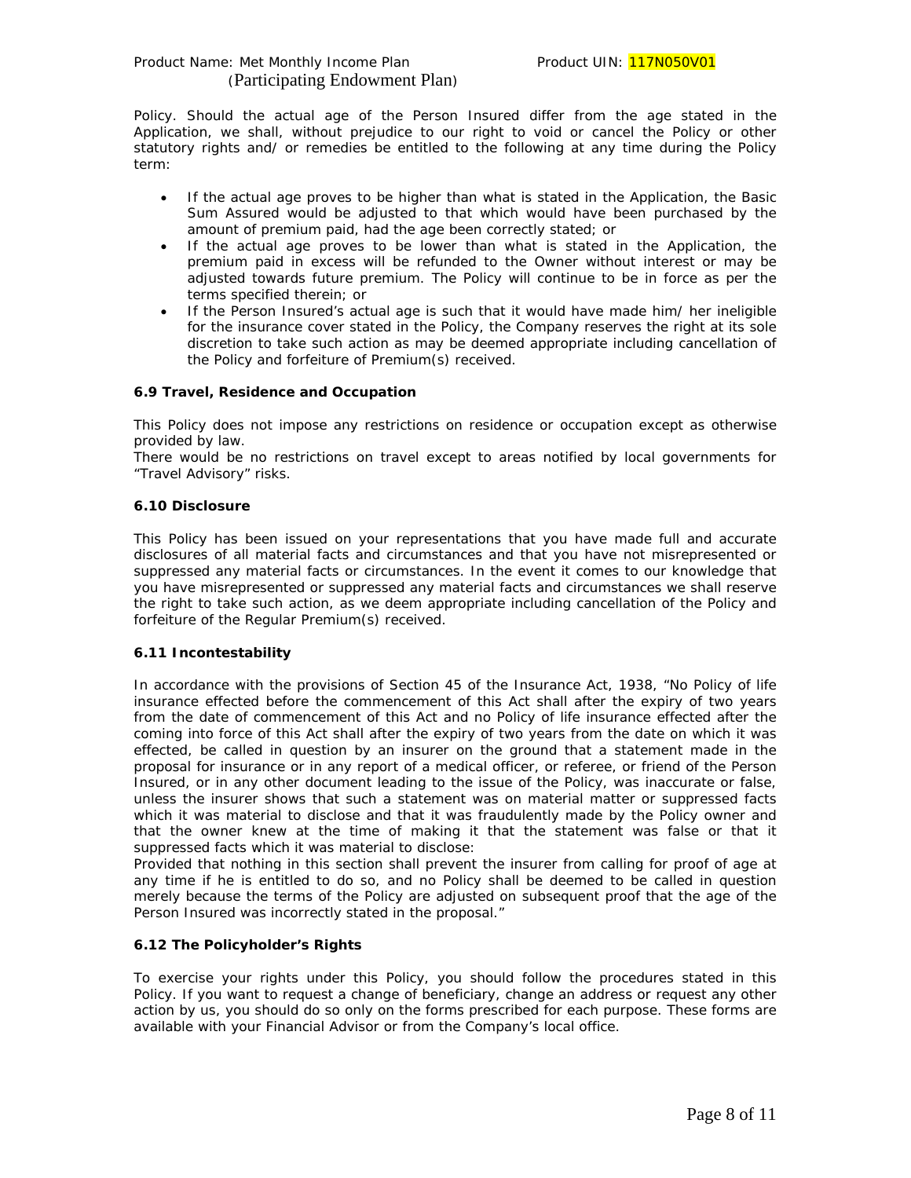Policy. Should the actual age of the Person Insured differ from the age stated in the Application, we shall, without prejudice to our right to void or cancel the Policy or other statutory rights and/ or remedies be entitled to the following at any time during the Policy term:

- If the actual age proves to be higher than what is stated in the Application, the Basic Sum Assured would be adjusted to that which would have been purchased by the amount of premium paid, had the age been correctly stated; or
- If the actual age proves to be lower than what is stated in the Application, the premium paid in excess will be refunded to the Owner without interest or may be adjusted towards future premium. The Policy will continue to be in force as per the terms specified therein; or
- If the Person Insured's actual age is such that it would have made him/ her ineligible for the insurance cover stated in the Policy, the Company reserves the right at its sole discretion to take such action as may be deemed appropriate including cancellation of the Policy and forfeiture of Premium(s) received.

**6.9 Travel, Residence and Occupation**

This Policy does not impose any restrictions on residence or occupation except as otherwise provided by law.
There would be no restrictions on travel except to areas notified by local governments for "Travel Advisory" risks.

**6.10 Disclosure**

This Policy has been issued on your representations that you have made full and accurate disclosures of all material facts and circumstances and that you have not misrepresented or suppressed any material facts or circumstances. In the event it comes to our knowledge that you have misrepresented or suppressed any material facts and circumstances we shall reserve the right to take such action, as we deem appropriate including cancellation of the Policy and forfeiture of the Regular Premium(s) received.

**6.11 Incontestability**

In accordance with the provisions of Section 45 of the Insurance Act, 1938, "No Policy of life insurance effected before the commencement of this Act shall after the expiry of two years from the date of commencement of this Act and no Policy of life insurance effected after the coming into force of this Act shall after the expiry of two years from the date on which it was effected, be called in question by an insurer on the ground that a statement made in the proposal for insurance or in any report of a medical officer, or referee, or friend of the Person Insured, or in any other document leading to the issue of the Policy, was inaccurate or false, unless the insurer shows that such a statement was on material matter or suppressed facts which it was material to disclose and that it was fraudulently made by the Policy owner and that the owner knew at the time of making it that the statement was false or that it suppressed facts which it was material to disclose:
Provided that nothing in this section shall prevent the insurer from calling for proof of age at any time if he is entitled to do so, and no Policy shall be deemed to be called in question merely because the terms of the Policy are adjusted on subsequent proof that the age of the Person Insured was incorrectly stated in the proposal."

**6.12 The Policyholder's Rights**

To exercise your rights under this Policy, you should follow the procedures stated in this Policy. If you want to request a change of beneficiary, change an address or request any other action by us, you should do so only on the forms prescribed for each purpose. These forms are available with your Financial Advisor or from the Company's local office.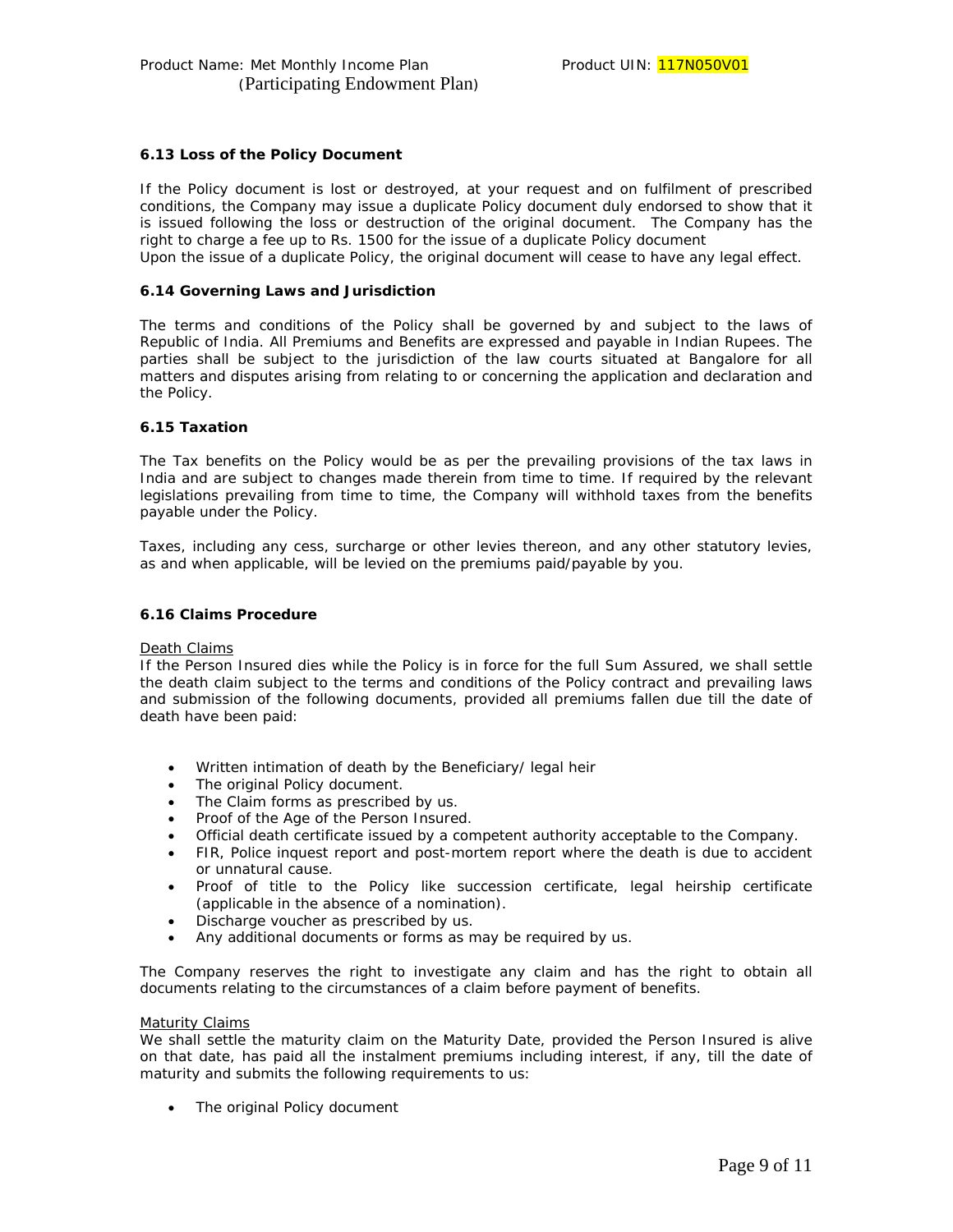### 6.13 Loss of the Policy Document

If the Policy document is lost or destroyed, at your request and on fulfilment of prescribed conditions, the Company may issue a duplicate Policy document duly endorsed to show that it is issued following the loss or destruction of the original document. The Company has the right to charge a fee up to Rs. 1500 for the issue of a duplicate Policy document
Upon the issue of a duplicate Policy, the original document will cease to have any legal effect.

### 6.14 Governing Laws and Jurisdiction

The terms and conditions of the Policy shall be governed by and subject to the laws of Republic of India. All Premiums and Benefits are expressed and payable in Indian Rupees. The parties shall be subject to the jurisdiction of the law courts situated at Bangalore for all matters and disputes arising from relating to or concerning the application and declaration and the Policy.

### 6.15 Taxation

The Tax benefits on the Policy would be as per the prevailing provisions of the tax laws in India and are subject to changes made therein from time to time. If required by the relevant legislations prevailing from time to time, the Company will withhold taxes from the benefits payable under the Policy.

Taxes, including any cess, surcharge or other levies thereon, and any other statutory levies, as and when applicable, will be levied on the premiums paid/payable by you.

### 6.16 Claims Procedure

Death Claims

If the Person Insured dies while the Policy is in force for the full Sum Assured, we shall settle the death claim subject to the terms and conditions of the Policy contract and prevailing laws and submission of the following documents, provided all premiums fallen due till the date of death have been paid:

- Written intimation of death by the Beneficiary/ legal heir
- The original Policy document.
- The Claim forms as prescribed by us.
- Proof of the Age of the Person Insured.
- Official death certificate issued by a competent authority acceptable to the Company.
- FIR, Police inquest report and post-mortem report where the death is due to accident or unnatural cause.
- Proof of title to the Policy like succession certificate, legal heirship certificate (applicable in the absence of a nomination).
- Discharge voucher as prescribed by us.
- Any additional documents or forms as may be required by us.

The Company reserves the right to investigate any claim and has the right to obtain all documents relating to the circumstances of a claim before payment of benefits.

Maturity Claims

We shall settle the maturity claim on the Maturity Date, provided the Person Insured is alive on that date, has paid all the instalment premiums including interest, if any, till the date of maturity and submits the following requirements to us:

- The original Policy document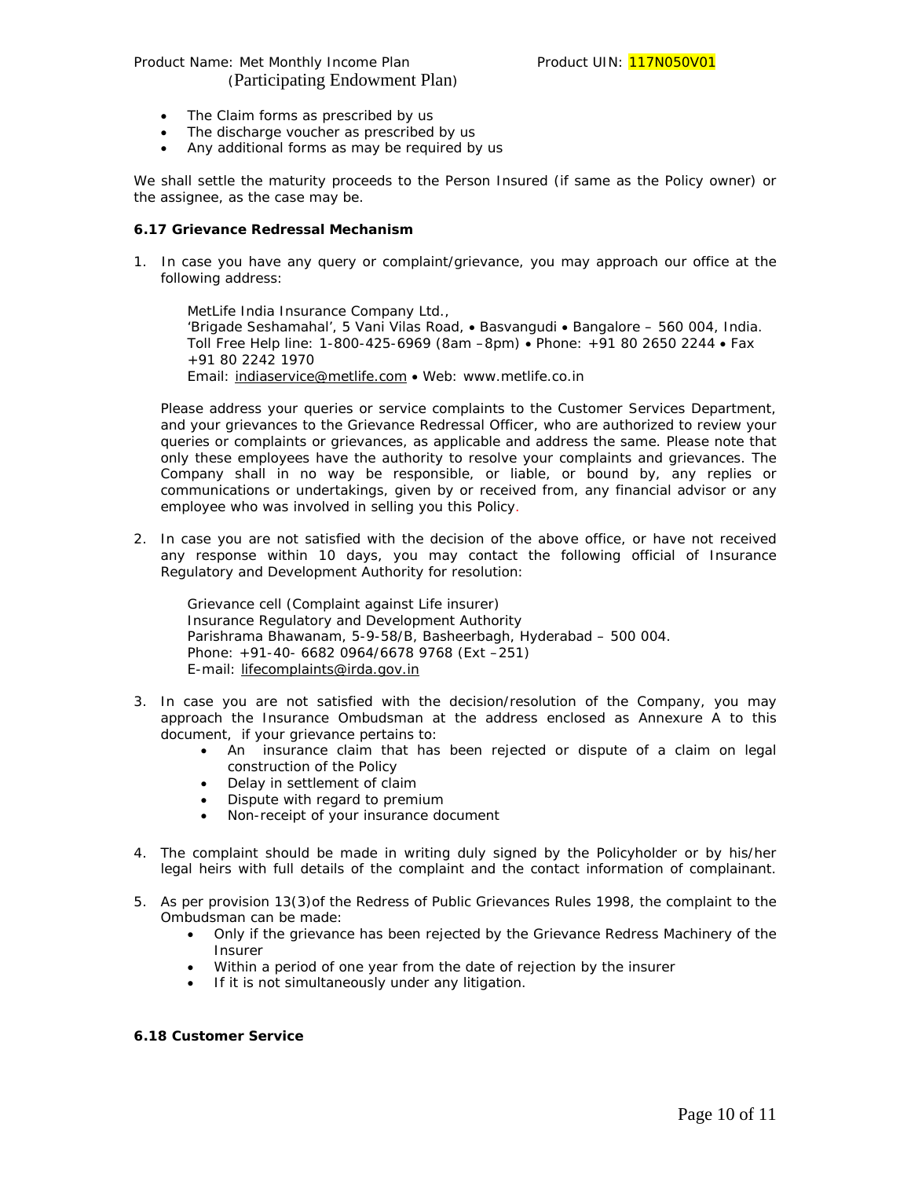- The Claim forms as prescribed by us
- The discharge voucher as prescribed by us
- Any additional forms as may be required by us

We shall settle the maturity proceeds to the Person Insured (if same as the Policy owner) or the assignee, as the case may be.

**6.17 Grievance Redressal Mechanism**

1. In case you have any query or complaint/grievance, you may approach our office at the following address:

   MetLife India Insurance Company Ltd.,
   'Brigade Seshamahal', 5 Vani Vilas Road, • Basvangudi • Bangalore – 560 004, India.
   Toll Free Help line: 1-800-425-6969 (8am –8pm) • Phone: +91 80 2650 2244 • Fax +91 80 2242 1970
   Email: indiaservice@metlife.com • Web: www.metlife.co.in

   Please address your queries or service complaints to the Customer Services Department, and your grievances to the Grievance Redressal Officer, who are authorized to review your queries or complaints or grievances, as applicable and address the same. Please note that only these employees have the authority to resolve your complaints and grievances. The Company shall in no way be responsible, or liable, or bound by, any replies or communications or undertakings, given by or received from, any financial advisor or any employee who was involved in selling you this Policy.

2. In case you are not satisfied with the decision of the above office, or have not received any response within 10 days, you may contact the following official of Insurance Regulatory and Development Authority for resolution:

   Grievance cell (Complaint against Life insurer)
   Insurance Regulatory and Development Authority
   Parishrama Bhawanam, 5-9-58/B, Basheerbagh, Hyderabad – 500 004.
   Phone: +91-40- 6682 0964/6678 9768 (Ext –251)
   E-mail: lifecomplaints@irda.gov.in

3. In case you are not satisfied with the decision/resolution of the Company, you may approach the Insurance Ombudsman at the address enclosed as Annexure A to this document, if your grievance pertains to:
   - An insurance claim that has been rejected or dispute of a claim on legal construction of the Policy
   - Delay in settlement of claim
   - Dispute with regard to premium
   - Non-receipt of your insurance document

4. The complaint should be made in writing duly signed by the Policyholder or by his/her legal heirs with full details of the complaint and the contact information of complainant.

5. As per provision 13(3)of the Redress of Public Grievances Rules 1998, the complaint to the Ombudsman can be made:
   - Only if the grievance has been rejected by the Grievance Redress Machinery of the Insurer
   - Within a period of one year from the date of rejection by the insurer
   - If it is not simultaneously under any litigation.

**6.18 Customer Service**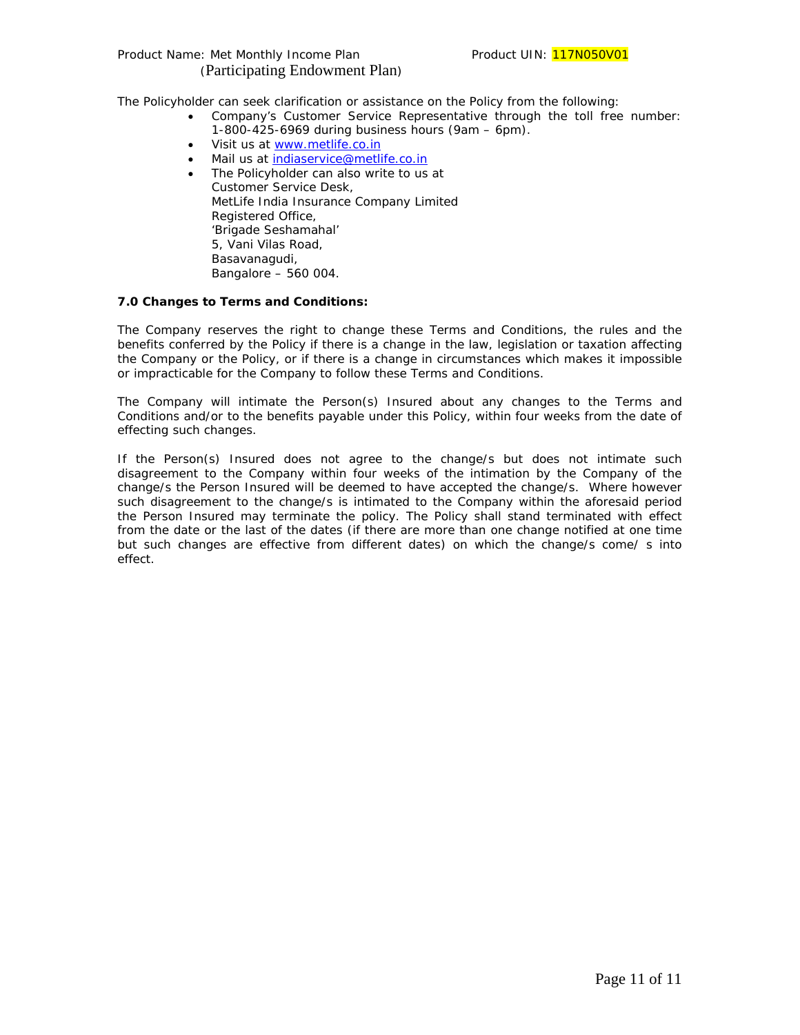The Policyholder can seek clarification or assistance on the Policy from the following:

- Company's Customer Service Representative through the toll free number: 1-800-425-6969 during business hours (9am – 6pm).
- Visit us at www.metlife.co.in
- Mail us at indiaservice@metlife.co.in
- The Policyholder can also write to us at  
  Customer Service Desk,  
  MetLife India Insurance Company Limited  
  Registered Office,  
  'Brigade Seshamahal'  
  5, Vani Vilas Road,  
  Basavanagudi,  
  Bangalore – 560 004.

**7.0 Changes to Terms and Conditions:**

The Company reserves the right to change these Terms and Conditions, the rules and the benefits conferred by the Policy if there is a change in the law, legislation or taxation affecting the Company or the Policy, or if there is a change in circumstances which makes it impossible or impracticable for the Company to follow these Terms and Conditions.

The Company will intimate the Person(s) Insured about any changes to the Terms and Conditions and/or to the benefits payable under this Policy, within four weeks from the date of effecting such changes.

If the Person(s) Insured does not agree to the change/s but does not intimate such disagreement to the Company within four weeks of the intimation by the Company of the change/s the Person Insured will be deemed to have accepted the change/s. Where however such disagreement to the change/s is intimated to the Company within the aforesaid period the Person Insured may terminate the policy. The Policy shall stand terminated with effect from the date or the last of the dates (if there are more than one change notified at one time but such changes are effective from different dates) on which the change/s come/ s into effect.